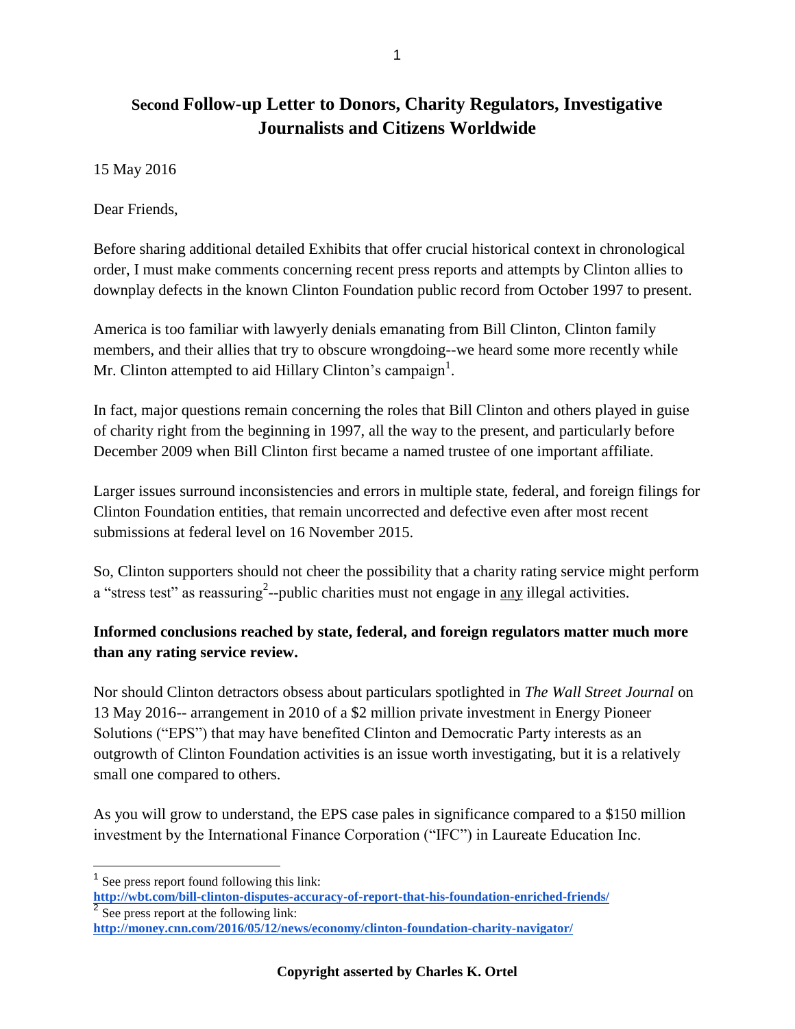# Second Follow-up Letter to Donors, Charity Regulators, Investigative Journalists and Citizens Worldwide

15 May 2016

Dear Friends,

Before sharing additional detailed Exhibits that offer crucial historical context in chronological order, I must make comments concerning recent press reports and attempts by Clinton allies to downplay defects in the known Clinton Foundation public record from October 1997 to present.

America is too familiar with lawyerly denials emanating from Bill Clinton, Clinton family members, and their allies that try to obscure wrongdoing--we heard some more recently while Mr. Clinton attempted to aid Hillary Clinton's campaign[1].

In fact, major questions remain concerning the roles that Bill Clinton and others played in guise of charity right from the beginning in 1997, all the way to the present, and particularly before December 2009 when Bill Clinton first became a named trustee of one important affiliate.

Larger issues surround inconsistencies and errors in multiple state, federal, and foreign filings for Clinton Foundation entities, that remain uncorrected and defective even after most recent submissions at federal level on 16 November 2015.

So, Clinton supporters should not cheer the possibility that a charity rating service might perform a "stress test" as reassuring[2]--public charities must not engage in <u>any</u> illegal activities.

**Informed conclusions reached by state, federal, and foreign regulators matter much more than any rating service review.**

Nor should Clinton detractors obsess about particulars spotlighted in *The Wall Street Journal* on 13 May 2016-- arrangement in 2010 of a $2 million private investment in Energy Pioneer Solutions ("EPS") that may have benefited Clinton and Democratic Party interests as an outgrowth of Clinton Foundation activities is an issue worth investigating, but it is a relatively small one compared to others.

As you will grow to understand, the EPS case pales in significance compared to a $150 million investment by the International Finance Corporation ("IFC") in Laureate Education Inc.

---

[1] See press report found following this link: **http://wbt.com/bill-clinton-disputes-accuracy-of-report-that-his-foundation-enriched-friends/**

[2] See press report at the following link: **http://money.cnn.com/2016/05/12/news/economy/clinton-foundation-charity-navigator/**

**Copyright asserted by Charles K. Ortel**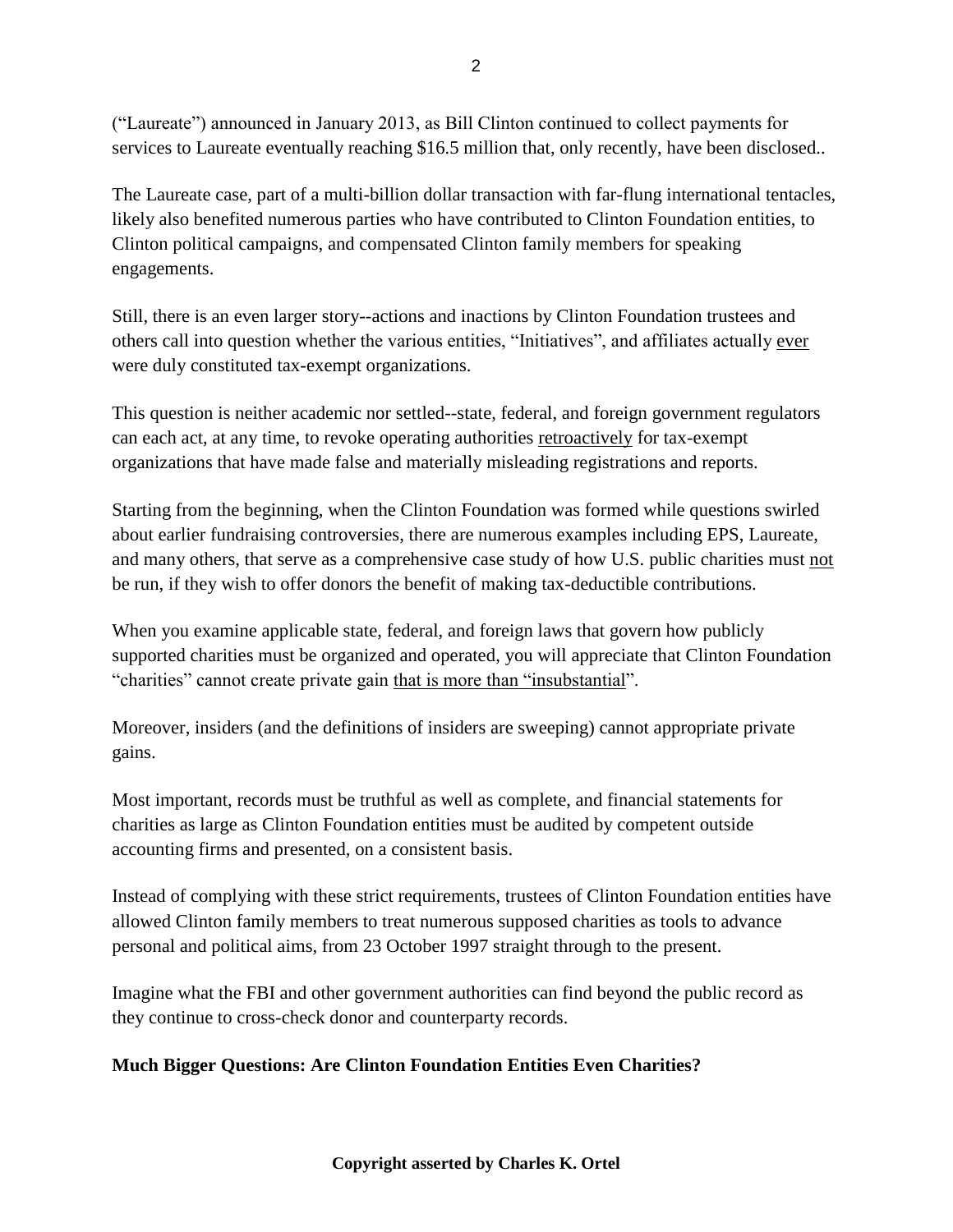("Laureate") announced in January 2013, as Bill Clinton continued to collect payments for services to Laureate eventually reaching $16.5 million that, only recently, have been disclosed..

The Laureate case, part of a multi-billion dollar transaction with far-flung international tentacles, likely also benefited numerous parties who have contributed to Clinton Foundation entities, to Clinton political campaigns, and compensated Clinton family members for speaking engagements.

Still, there is an even larger story--actions and inactions by Clinton Foundation trustees and others call into question whether the various entities, "Initiatives", and affiliates actually <u>ever</u> were duly constituted tax-exempt organizations.

This question is neither academic nor settled--state, federal, and foreign government regulators can each act, at any time, to revoke operating authorities <u>retroactively</u> for tax-exempt organizations that have made false and materially misleading registrations and reports.

Starting from the beginning, when the Clinton Foundation was formed while questions swirled about earlier fundraising controversies, there are numerous examples including EPS, Laureate, and many others, that serve as a comprehensive case study of how U.S. public charities must <u>not</u> be run, if they wish to offer donors the benefit of making tax-deductible contributions.

When you examine applicable state, federal, and foreign laws that govern how publicly supported charities must be organized and operated, you will appreciate that Clinton Foundation "charities" cannot create private gain <u>that is more than "insubstantial</u>".

Moreover, insiders (and the definitions of insiders are sweeping) cannot appropriate private gains.

Most important, records must be truthful as well as complete, and financial statements for charities as large as Clinton Foundation entities must be audited by competent outside accounting firms and presented, on a consistent basis.

Instead of complying with these strict requirements, trustees of Clinton Foundation entities have allowed Clinton family members to treat numerous supposed charities as tools to advance personal and political aims, from 23 October 1997 straight through to the present.

Imagine what the FBI and other government authorities can find beyond the public record as they continue to cross-check donor and counterparty records.

**Much Bigger Questions: Are Clinton Foundation Entities Even Charities?**

**Copyright asserted by Charles K. Ortel**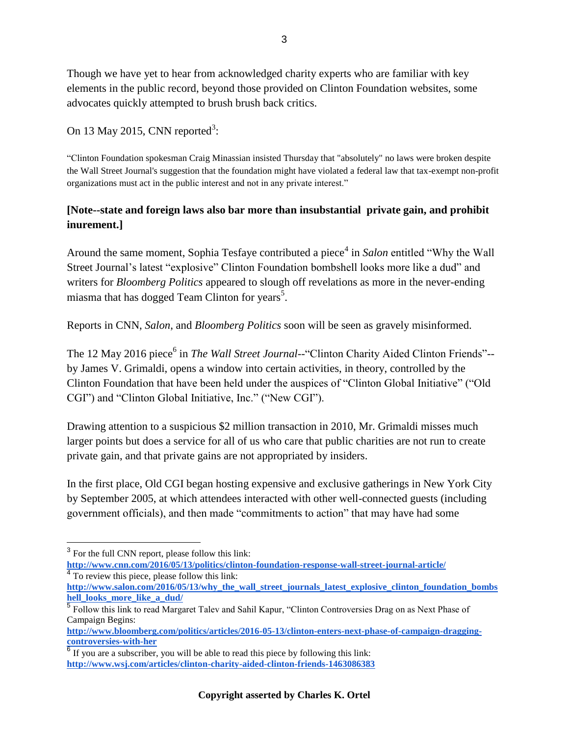Though we have yet to hear from acknowledged charity experts who are familiar with key elements in the public record, beyond those provided on Clinton Foundation websites, some advocates quickly attempted to brush brush back critics.

On 13 May 2015, CNN reported[3]:

"Clinton Foundation spokesman Craig Minassian insisted Thursday that "absolutely" no laws were broken despite the Wall Street Journal's suggestion that the foundation might have violated a federal law that tax-exempt non-profit organizations must act in the public interest and not in any private interest."

**[Note--state and foreign laws also bar more than insubstantial private gain, and prohibit inurement.]**

Around the same moment, Sophia Tesfaye contributed a piece[4] in *Salon* entitled "Why the Wall Street Journal's latest "explosive" Clinton Foundation bombshell looks more like a dud" and writers for *Bloomberg Politics* appeared to slough off revelations as more in the never-ending miasma that has dogged Team Clinton for years[5].

Reports in CNN, *Salon*, and *Bloomberg Politics* soon will be seen as gravely misinformed.

The 12 May 2016 piece[6] in *The Wall Street Journal*--"Clinton Charity Aided Clinton Friends"--by James V. Grimaldi, opens a window into certain activities, in theory, controlled by the Clinton Foundation that have been held under the auspices of "Clinton Global Initiative" ("Old CGI") and "Clinton Global Initiative, Inc." ("New CGI").

Drawing attention to a suspicious $2 million transaction in 2010, Mr. Grimaldi misses much larger points but does a service for all of us who care that public charities are not run to create private gain, and that private gains are not appropriated by insiders.

In the first place, Old CGI began hosting expensive and exclusive gatherings in New York City by September 2005, at which attendees interacted with other well-connected guests (including government officials), and then made "commitments to action" that may have had some

---

[3] For the full CNN report, please follow this link: **http://www.cnn.com/2016/05/13/politics/clinton-foundation-response-wall-street-journal-article/**

[4] To review this piece, please follow this link: **http://www.salon.com/2016/05/13/why_the_wall_street_journals_latest_explosive_clinton_foundation_bombshell_looks_more_like_a_dud/**

[5] Follow this link to read Margaret Talev and Sahil Kapur, "Clinton Controversies Drag on as Next Phase of Campaign Begins: **http://www.bloomberg.com/politics/articles/2016-05-13/clinton-enters-next-phase-of-campaign-dragging-controversies-with-her**

[6] If you are a subscriber, you will be able to read this piece by following this link: **http://www.wsj.com/articles/clinton-charity-aided-clinton-friends-1463086383**

**Copyright asserted by Charles K. Ortel**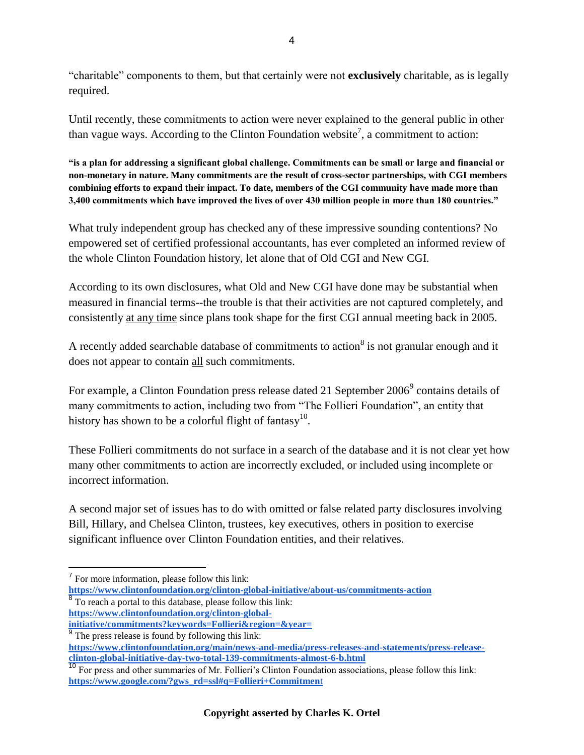"charitable" components to them, but that certainly were not **exclusively** charitable, as is legally required.

Until recently, these commitments to action were never explained to the general public in other than vague ways. According to the Clinton Foundation website[7], a commitment to action:

**"is a plan for addressing a significant global challenge. Commitments can be small or large and financial or non-monetary in nature. Many commitments are the result of cross-sector partnerships, with CGI members combining efforts to expand their impact. To date, members of the CGI community have made more than 3,400 commitments which have improved the lives of over 430 million people in more than 180 countries."**

What truly independent group has checked any of these impressive sounding contentions? No empowered set of certified professional accountants, has ever completed an informed review of the whole Clinton Foundation history, let alone that of Old CGI and New CGI.

According to its own disclosures, what Old and New CGI have done may be substantial when measured in financial terms--the trouble is that their activities are not captured completely, and consistently <u>at any time</u> since plans took shape for the first CGI annual meeting back in 2005.

A recently added searchable database of commitments to action[8] is not granular enough and it does not appear to contain <u>all</u> such commitments.

For example, a Clinton Foundation press release dated 21 September 2006[9] contains details of many commitments to action, including two from "The Follieri Foundation", an entity that history has shown to be a colorful flight of fantasy[10].

These Follieri commitments do not surface in a search of the database and it is not clear yet how many other commitments to action are incorrectly excluded, or included using incomplete or incorrect information.

A second major set of issues has to do with omitted or false related party disclosures involving Bill, Hillary, and Chelsea Clinton, trustees, key executives, others in position to exercise significant influence over Clinton Foundation entities, and their relatives.

---

[7] For more information, please follow this link: **https://www.clintonfoundation.org/clinton-global-initiative/about-us/commitments-action**

[8] To reach a portal to this database, please follow this link: **https://www.clintonfoundation.org/clinton-global-initiative/commitments?keywords=Follieri&region=&year=**

[9] The press release is found by following this link: **https://www.clintonfoundation.org/main/news-and-media/press-releases-and-statements/press-release-clinton-global-initiative-day-two-total-139-commitments-almost-6-b.html**

[10] For press and other summaries of Mr. Follieri's Clinton Foundation associations, please follow this link: **https://www.google.com/?gws_rd=ssl#q=Follieri+Commitment**

**Copyright asserted by Charles K. Ortel**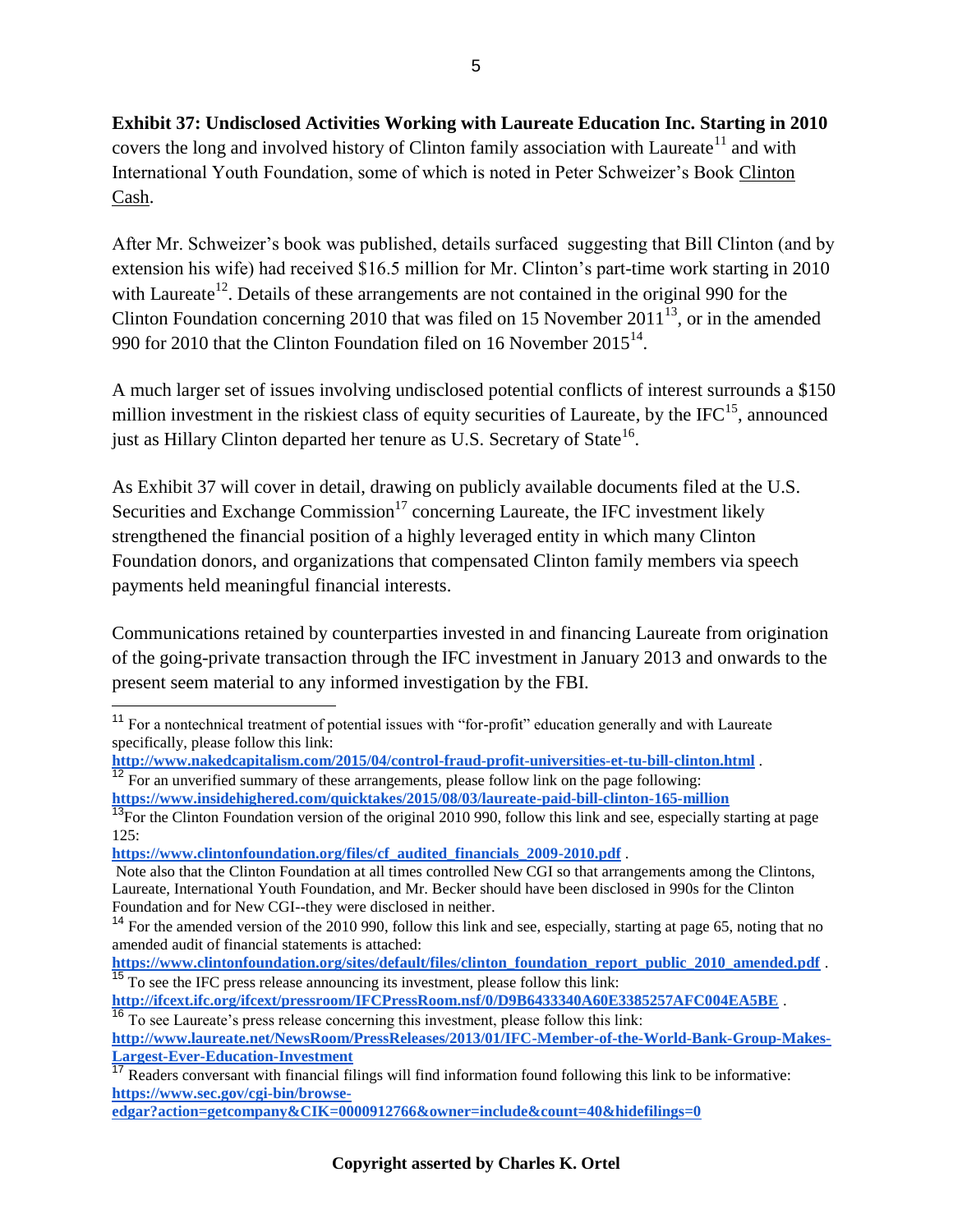**Exhibit 37: Undisclosed Activities Working with Laureate Education Inc. Starting in 2010** covers the long and involved history of Clinton family association with Laureate[11] and with International Youth Foundation, some of which is noted in Peter Schweizer's Book Clinton Cash.

After Mr. Schweizer's book was published, details surfaced suggesting that Bill Clinton (and by extension his wife) had received $16.5 million for Mr. Clinton's part-time work starting in 2010 with Laureate[12]. Details of these arrangements are not contained in the original 990 for the Clinton Foundation concerning 2010 that was filed on 15 November 2011[13], or in the amended 990 for 2010 that the Clinton Foundation filed on 16 November 2015[14].

A much larger set of issues involving undisclosed potential conflicts of interest surrounds a $150 million investment in the riskiest class of equity securities of Laureate, by the IFC[15], announced just as Hillary Clinton departed her tenure as U.S. Secretary of State[16].

As Exhibit 37 will cover in detail, drawing on publicly available documents filed at the U.S. Securities and Exchange Commission[17] concerning Laureate, the IFC investment likely strengthened the financial position of a highly leveraged entity in which many Clinton Foundation donors, and organizations that compensated Clinton family members via speech payments held meaningful financial interests.

Communications retained by counterparties invested in and financing Laureate from origination of the going-private transaction through the IFC investment in January 2013 and onwards to the present seem material to any informed investigation by the FBI.

---

[11] For a nontechnical treatment of potential issues with "for-profit" education generally and with Laureate specifically, please follow this link: **http://www.nakedcapitalism.com/2015/04/control-fraud-profit-universities-et-tu-bill-clinton.html** .

[12] For an unverified summary of these arrangements, please follow link on the page following: **https://www.insidehighered.com/quicktakes/2015/08/03/laureate-paid-bill-clinton-165-million**

[13] For the Clinton Foundation version of the original 2010 990, follow this link and see, especially starting at page 125: **https://www.clintonfoundation.org/files/cf_audited_financials_2009-2010.pdf** .
Note also that the Clinton Foundation at all times controlled New CGI so that arrangements among the Clintons, Laureate, International Youth Foundation, and Mr. Becker should have been disclosed in 990s for the Clinton Foundation and for New CGI--they were disclosed in neither.

[14] For the amended version of the 2010 990, follow this link and see, especially, starting at page 65, noting that no amended audit of financial statements is attached: **https://www.clintonfoundation.org/sites/default/files/clinton_foundation_report_public_2010_amended.pdf** .

[15] To see the IFC press release announcing its investment, please follow this link: **http://ifcext.ifc.org/ifcext/pressroom/IFCPressRoom.nsf/0/D9B6433340A60E3385257AFC004EA5BE** .

[16] To see Laureate's press release concerning this investment, please follow this link: **http://www.laureate.net/NewsRoom/PressReleases/2013/01/IFC-Member-of-the-World-Bank-Group-Makes-Largest-Ever-Education-Investment**

[17] Readers conversant with financial filings will find information found following this link to be informative: **https://www.sec.gov/cgi-bin/browse-edgar?action=getcompany&CIK=0000912766&owner=include&count=40&hidefilings=0**

**Copyright asserted by Charles K. Ortel**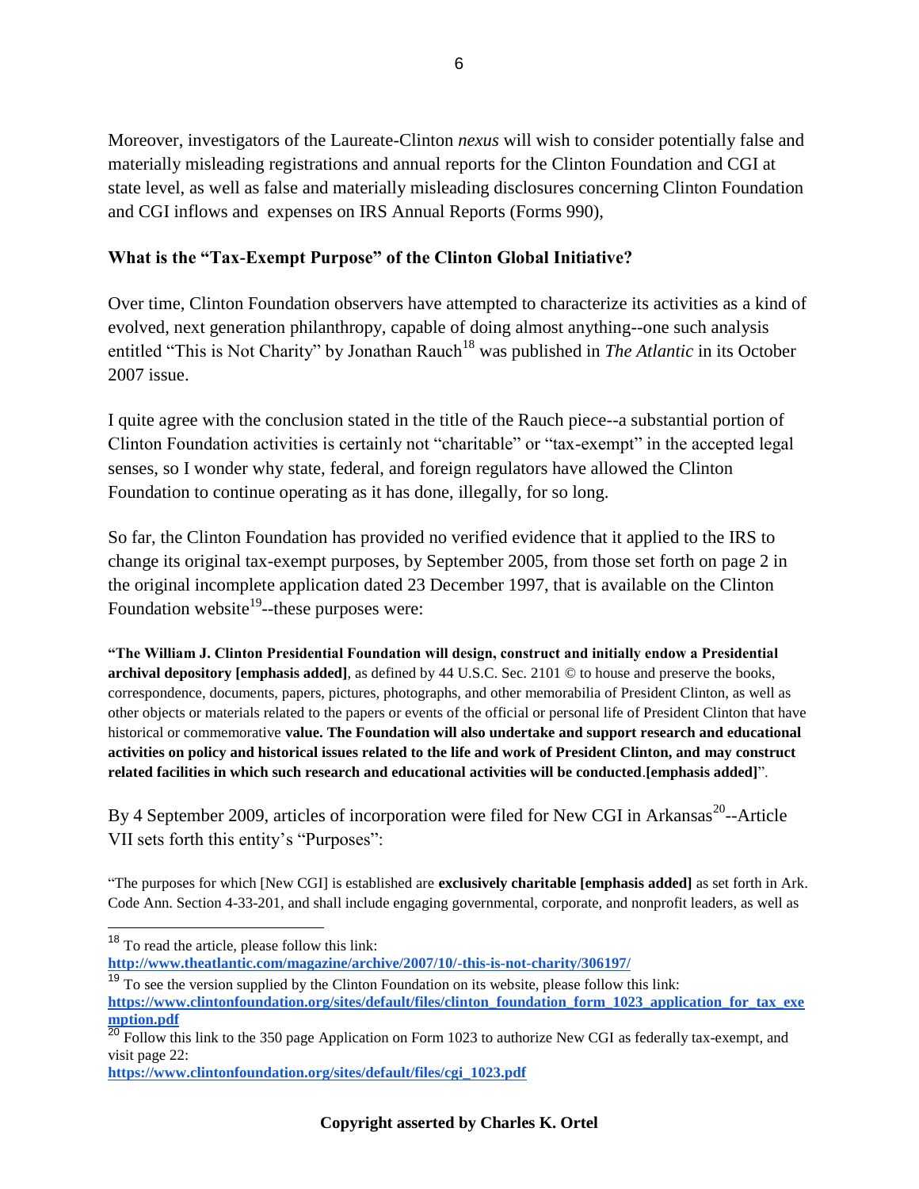Moreover, investigators of the Laureate-Clinton *nexus* will wish to consider potentially false and materially misleading registrations and annual reports for the Clinton Foundation and CGI at state level, as well as false and materially misleading disclosures concerning Clinton Foundation and CGI inflows and expenses on IRS Annual Reports (Forms 990),

**What is the "Tax-Exempt Purpose" of the Clinton Global Initiative?**

Over time, Clinton Foundation observers have attempted to characterize its activities as a kind of evolved, next generation philanthropy, capable of doing almost anything--one such analysis entitled "This is Not Charity" by Jonathan Rauch[18] was published in *The Atlantic* in its October 2007 issue.

I quite agree with the conclusion stated in the title of the Rauch piece--a substantial portion of Clinton Foundation activities is certainly not "charitable" or "tax-exempt" in the accepted legal senses, so I wonder why state, federal, and foreign regulators have allowed the Clinton Foundation to continue operating as it has done, illegally, for so long.

So far, the Clinton Foundation has provided no verified evidence that it applied to the IRS to change its original tax-exempt purposes, by September 2005, from those set forth on page 2 in the original incomplete application dated 23 December 1997, that is available on the Clinton Foundation website[19]--these purposes were:

**"The William J. Clinton Presidential Foundation will design, construct and initially endow a Presidential archival depository [emphasis added]**, as defined by 44 U.S.C. Sec. 2101 © to house and preserve the books, correspondence, documents, papers, pictures, photographs, and other memorabilia of President Clinton, as well as other objects or materials related to the papers or events of the official or personal life of President Clinton that have historical or commemorative **value. The Foundation will also undertake and support research and educational activities on policy and historical issues related to the life and work of President Clinton, and may construct related facilities in which such research and educational activities will be conducted**.**[emphasis added]**".

By 4 September 2009, articles of incorporation were filed for New CGI in Arkansas[20]--Article VII sets forth this entity's "Purposes":

"The purposes for which [New CGI] is established are **exclusively charitable [emphasis added]** as set forth in Ark. Code Ann. Section 4-33-201, and shall include engaging governmental, corporate, and nonprofit leaders, as well as

---

[18] To read the article, please follow this link: **http://www.theatlantic.com/magazine/archive/2007/10/-this-is-not-charity/306197/**

[19] To see the version supplied by the Clinton Foundation on its website, please follow this link: **https://www.clintonfoundation.org/sites/default/files/clinton_foundation_form_1023_application_for_tax_exemption.pdf**

[20] Follow this link to the 350 page Application on Form 1023 to authorize New CGI as federally tax-exempt, and visit page 22: **https://www.clintonfoundation.org/sites/default/files/cgi_1023.pdf**

**Copyright asserted by Charles K. Ortel**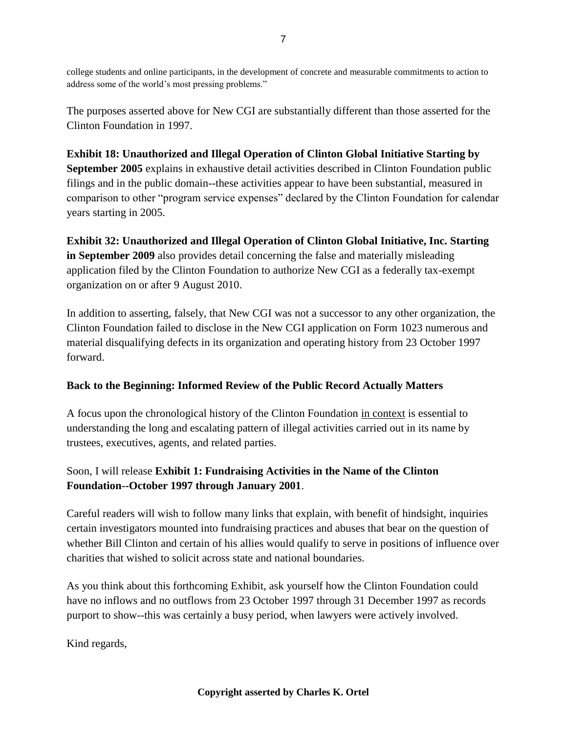college students and online participants, in the development of concrete and measurable commitments to action to address some of the world's most pressing problems."

The purposes asserted above for New CGI are substantially different than those asserted for the Clinton Foundation in 1997.

**Exhibit 18: Unauthorized and Illegal Operation of Clinton Global Initiative Starting by September 2005** explains in exhaustive detail activities described in Clinton Foundation public filings and in the public domain--these activities appear to have been substantial, measured in comparison to other "program service expenses" declared by the Clinton Foundation for calendar years starting in 2005.

**Exhibit 32: Unauthorized and Illegal Operation of Clinton Global Initiative, Inc. Starting in September 2009** also provides detail concerning the false and materially misleading application filed by the Clinton Foundation to authorize New CGI as a federally tax-exempt organization on or after 9 August 2010.

In addition to asserting, falsely, that New CGI was not a successor to any other organization, the Clinton Foundation failed to disclose in the New CGI application on Form 1023 numerous and material disqualifying defects in its organization and operating history from 23 October 1997 forward.

**Back to the Beginning: Informed Review of the Public Record Actually Matters**

A focus upon the chronological history of the Clinton Foundation in context is essential to understanding the long and escalating pattern of illegal activities carried out in its name by trustees, executives, agents, and related parties.

Soon, I will release **Exhibit 1: Fundraising Activities in the Name of the Clinton Foundation--October 1997 through January 2001**.

Careful readers will wish to follow many links that explain, with benefit of hindsight, inquiries certain investigators mounted into fundraising practices and abuses that bear on the question of whether Bill Clinton and certain of his allies would qualify to serve in positions of influence over charities that wished to solicit across state and national boundaries.

As you think about this forthcoming Exhibit, ask yourself how the Clinton Foundation could have no inflows and no outflows from 23 October 1997 through 31 December 1997 as records purport to show--this was certainly a busy period, when lawyers were actively involved.

Kind regards,

**Copyright asserted by Charles K. Ortel**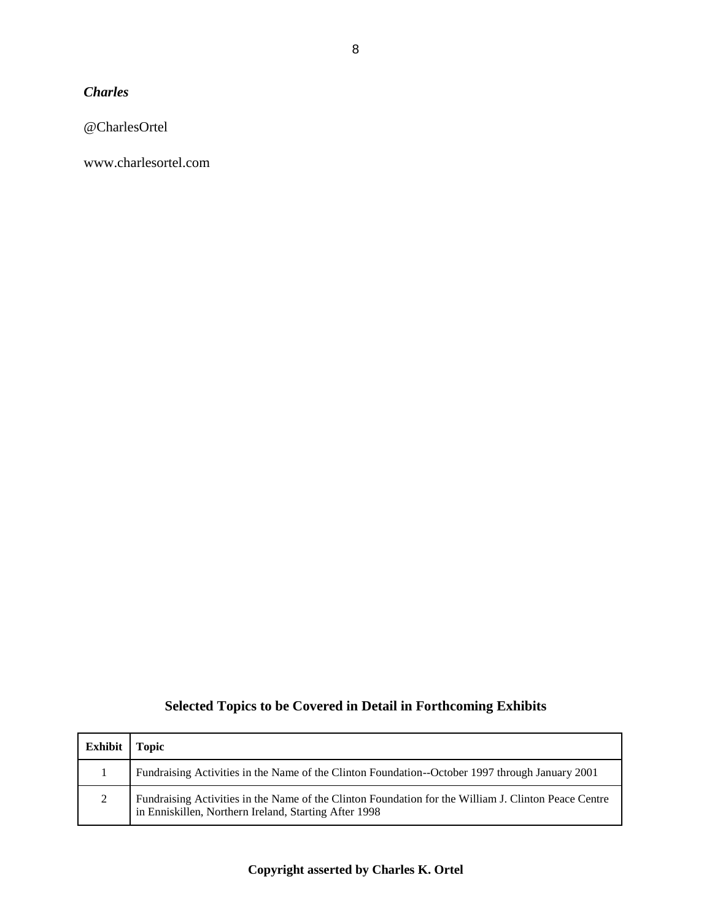***Charles***

@CharlesOrtel

www.charlesortel.com

**Selected Topics to be Covered in Detail in Forthcoming Exhibits**

| Exhibit | Topic |
|---|---|
| 1 | Fundraising Activities in the Name of the Clinton Foundation--October 1997 through January 2001 |
| 2 | Fundraising Activities in the Name of the Clinton Foundation for the William J. Clinton Peace Centre in Enniskillen, Northern Ireland, Starting After 1998 |

**Copyright asserted by Charles K. Ortel**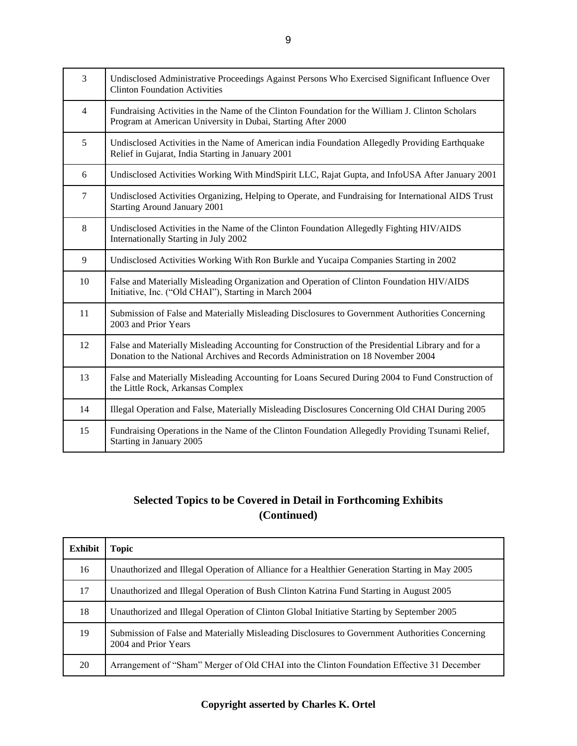| | |
|---|---|
| 3 | Undisclosed Administrative Proceedings Against Persons Who Exercised Significant Influence Over Clinton Foundation Activities |
| 4 | Fundraising Activities in the Name of the Clinton Foundation for the William J. Clinton Scholars Program at American University in Dubai, Starting After 2000 |
| 5 | Undisclosed Activities in the Name of American india Foundation Allegedly Providing Earthquake Relief in Gujarat, India Starting in January 2001 |
| 6 | Undisclosed Activities Working With MindSpirit LLC, Rajat Gupta, and InfoUSA After January 2001 |
| 7 | Undisclosed Activities Organizing, Helping to Operate, and Fundraising for International AIDS Trust Starting Around January 2001 |
| 8 | Undisclosed Activities in the Name of the Clinton Foundation Allegedly Fighting HIV/AIDS Internationally Starting in July 2002 |
| 9 | Undisclosed Activities Working With Ron Burkle and Yucaipa Companies Starting in 2002 |
| 10 | False and Materially Misleading Organization and Operation of Clinton Foundation HIV/AIDS Initiative, Inc. ("Old CHAI"), Starting in March 2004 |
| 11 | Submission of False and Materially Misleading Disclosures to Government Authorities Concerning 2003 and Prior Years |
| 12 | False and Materially Misleading Accounting for Construction of the Presidential Library and for a Donation to the National Archives and Records Administration on 18 November 2004 |
| 13 | False and Materially Misleading Accounting for Loans Secured During 2004 to Fund Construction of the Little Rock, Arkansas Complex |
| 14 | Illegal Operation and False, Materially Misleading Disclosures Concerning Old CHAI During 2005 |
| 15 | Fundraising Operations in the Name of the Clinton Foundation Allegedly Providing Tsunami Relief, Starting in January 2005 |

## Selected Topics to be Covered in Detail in Forthcoming Exhibits (Continued)

| Exhibit | Topic |
|---|---|
| 16 | Unauthorized and Illegal Operation of Alliance for a Healthier Generation Starting in May 2005 |
| 17 | Unauthorized and Illegal Operation of Bush Clinton Katrina Fund Starting in August 2005 |
| 18 | Unauthorized and Illegal Operation of Clinton Global Initiative Starting by September 2005 |
| 19 | Submission of False and Materially Misleading Disclosures to Government Authorities Concerning 2004 and Prior Years |
| 20 | Arrangement of "Sham" Merger of Old CHAI into the Clinton Foundation Effective 31 December |

**Copyright asserted by Charles K. Ortel**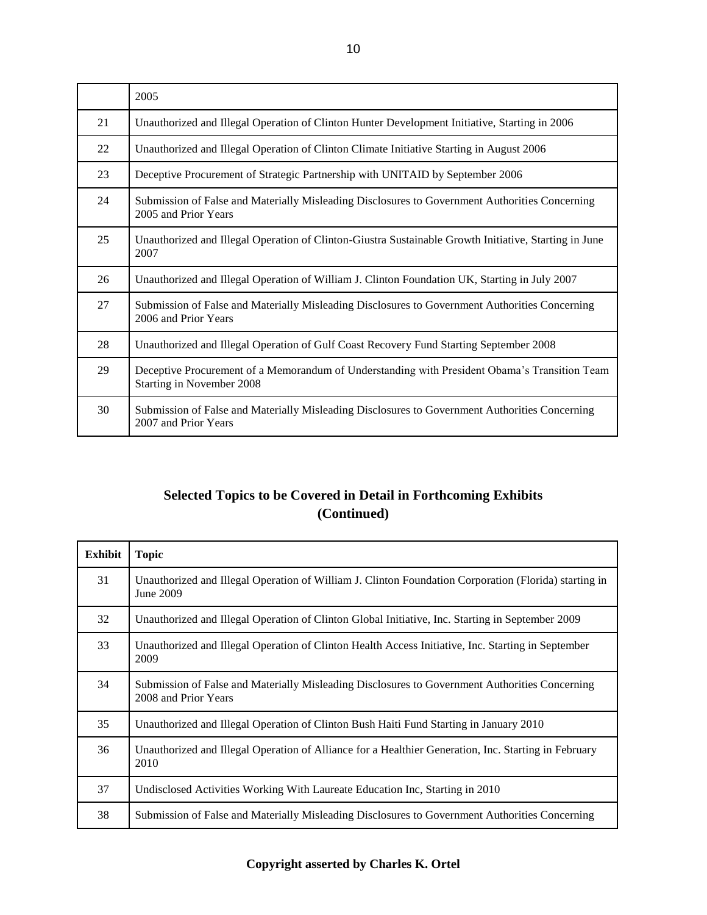| | |
|---|---|
| | 2005 |
| 21 | Unauthorized and Illegal Operation of Clinton Hunter Development Initiative, Starting in 2006 |
| 22 | Unauthorized and Illegal Operation of Clinton Climate Initiative Starting in August 2006 |
| 23 | Deceptive Procurement of Strategic Partnership with UNITAID by September 2006 |
| 24 | Submission of False and Materially Misleading Disclosures to Government Authorities Concerning 2005 and Prior Years |
| 25 | Unauthorized and Illegal Operation of Clinton-Giustra Sustainable Growth Initiative, Starting in June 2007 |
| 26 | Unauthorized and Illegal Operation of William J. Clinton Foundation UK, Starting in July 2007 |
| 27 | Submission of False and Materially Misleading Disclosures to Government Authorities Concerning 2006 and Prior Years |
| 28 | Unauthorized and Illegal Operation of Gulf Coast Recovery Fund Starting September 2008 |
| 29 | Deceptive Procurement of a Memorandum of Understanding with President Obama's Transition Team Starting in November 2008 |
| 30 | Submission of False and Materially Misleading Disclosures to Government Authorities Concerning 2007 and Prior Years |

## Selected Topics to be Covered in Detail in Forthcoming Exhibits (Continued)

| Exhibit | Topic |
|---|---|
| 31 | Unauthorized and Illegal Operation of William J. Clinton Foundation Corporation (Florida) starting in June 2009 |
| 32 | Unauthorized and Illegal Operation of Clinton Global Initiative, Inc. Starting in September 2009 |
| 33 | Unauthorized and Illegal Operation of Clinton Health Access Initiative, Inc. Starting in September 2009 |
| 34 | Submission of False and Materially Misleading Disclosures to Government Authorities Concerning 2008 and Prior Years |
| 35 | Unauthorized and Illegal Operation of Clinton Bush Haiti Fund Starting in January 2010 |
| 36 | Unauthorized and Illegal Operation of Alliance for a Healthier Generation, Inc. Starting in February 2010 |
| 37 | Undisclosed Activities Working With Laureate Education Inc, Starting in 2010 |
| 38 | Submission of False and Materially Misleading Disclosures to Government Authorities Concerning |

**Copyright asserted by Charles K. Ortel**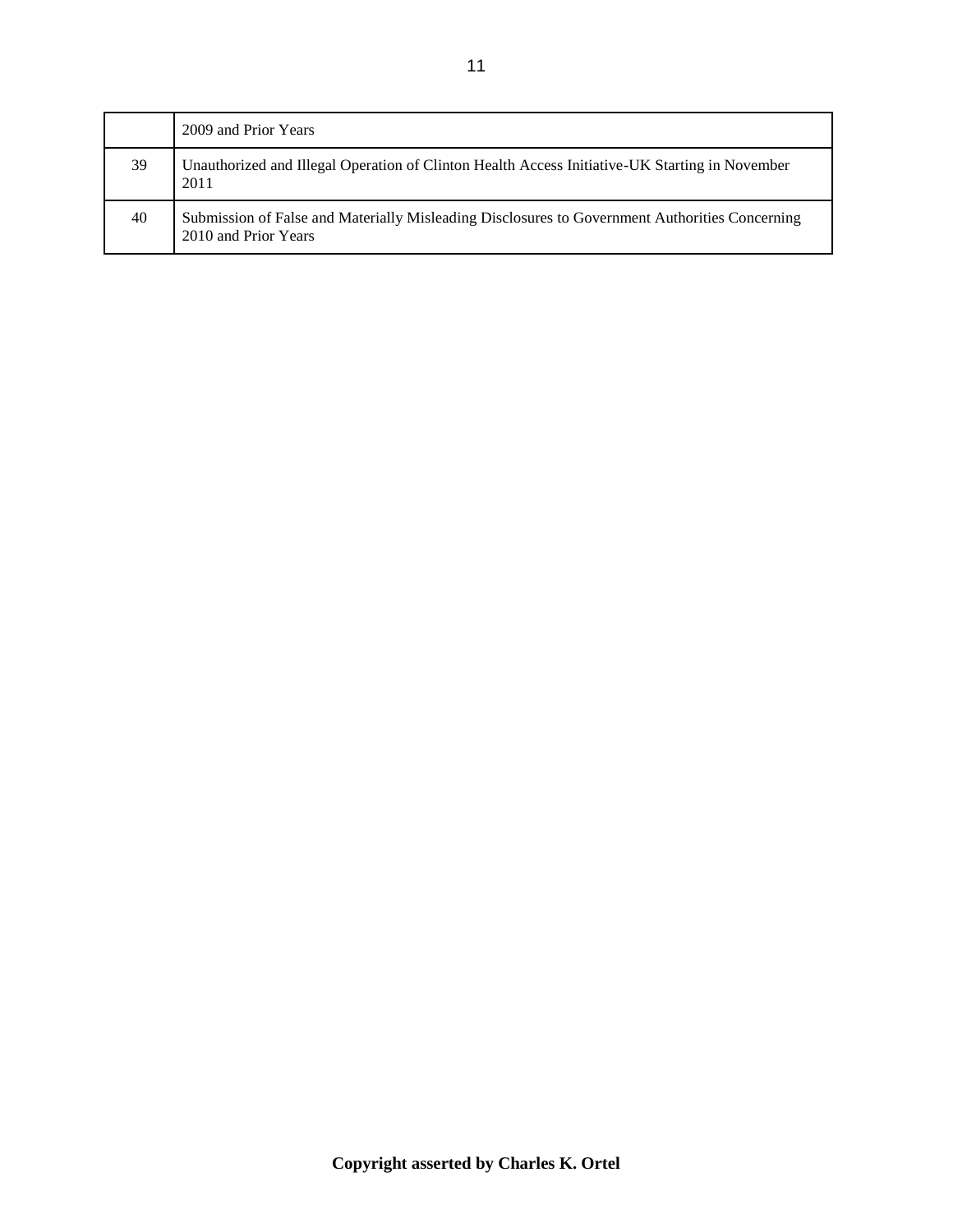| | |
|---|---|
| | 2009 and Prior Years |
| 39 | Unauthorized and Illegal Operation of Clinton Health Access Initiative-UK Starting in November 2011 |
| 40 | Submission of False and Materially Misleading Disclosures to Government Authorities Concerning 2010 and Prior Years |

**Copyright asserted by Charles K. Ortel**